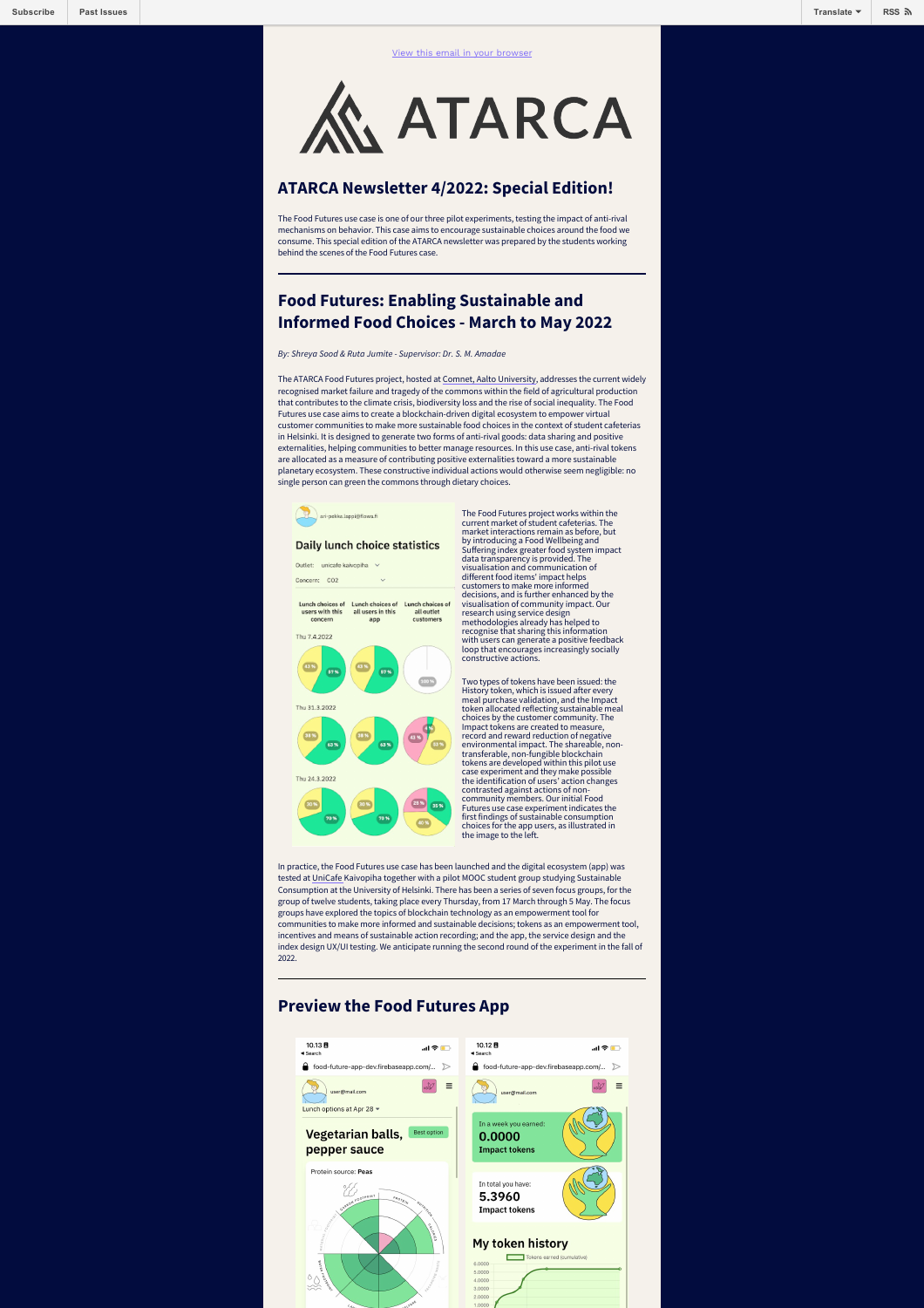[View this email in your browser](#)

ATARCA

## ATARCA Newsletter 4/2022: Special Edition!

The Food Futures use case is one of our three pilot experiments, testing the impact of anti-rival mechanisms on behavior. This case aims to encourage sustainable choices around the food we consume. This special edition of the ATARCA newsletter was prepared by the students working behind the scenes of the Food Futures case.

---

## Food Futures: Enabling Sustainable and Informed Food Choices - March to May 2022

*By: Shreya Sood & Ruta Jumite - Supervisor: Dr. S. M. Amadae*

The ATARCA Food Futures project, hosted at Comnet, Aalto University, addresses the current widely recognised market failure and tragedy of the commons within the field of agricultural production that contributes to the climate crisis, biodiversity loss and the rise of social inequality. The Food Futures use case aims to create a blockchain-driven digital ecosystem to empower virtual customer communities to make more sustainable food choices in the context of student cafeterias in Helsinki. It is designed to generate two forms of anti-rival goods: data sharing and positive externalities, helping communities to better manage resources. In this use case, anti-rival tokens are allocated as a measure of contributing positive externalities toward a more sustainable planetary ecosystem. These constructive individual actions would otherwise seem negligible: no single person can green the commons through dietary choices.

The Food Futures project works within the current market of student cafeterias. The market interactions remain as before, but by introducing a Food Wellbeing and Suffering index greater food system impact data transparency is provided. The visualisation and communication of different food items' impact helps customers to make more informed decisions, and is further enhanced by the visualisation of community impact. Our research using service design methodologies has helped to recognise that sharing this information with users can generate a positive feedback loop that encourages increasingly socially constructive actions.

Two types of tokens have been issued: the History token, which is issued after every meal purchase validation, and the Impact token allocated reflecting sustainable meal choices by the customer community. The Impact tokens are created to measure, record and reward reduction of negative environmental impact. The shareable, non-transferable, non-fungible blockchain tokens are developed within this pilot use case experiment and they make possible the identification of users' action changes contrasted against actions of non-community members. Our initial Food Futures use case experiment indicates the first findings of sustainable consumption choices for the app users, as illustrated in the image to the left.

In practice, the Food Futures use case has been launched and the digital ecosystem (app) was tested at UniCafe Kaivopiha together with a pilot MOOC student group studying Sustainable Consumption at the University of Helsinki. There has been a series of seven focus groups, for the group of twelve students, taking place every Thursday, from 17 March through 5 May. The focus groups have explored the topics of blockchain technology as an empowerment tool for communities to make more informed and sustainable decisions; tokens as an empowerment tool, incentives and means of sustainable action recording; and the app, the service design and the index design UX/UI testing. We anticipate running the second round of the experiment in the fall of 2022.

---

## Preview the Food Futures App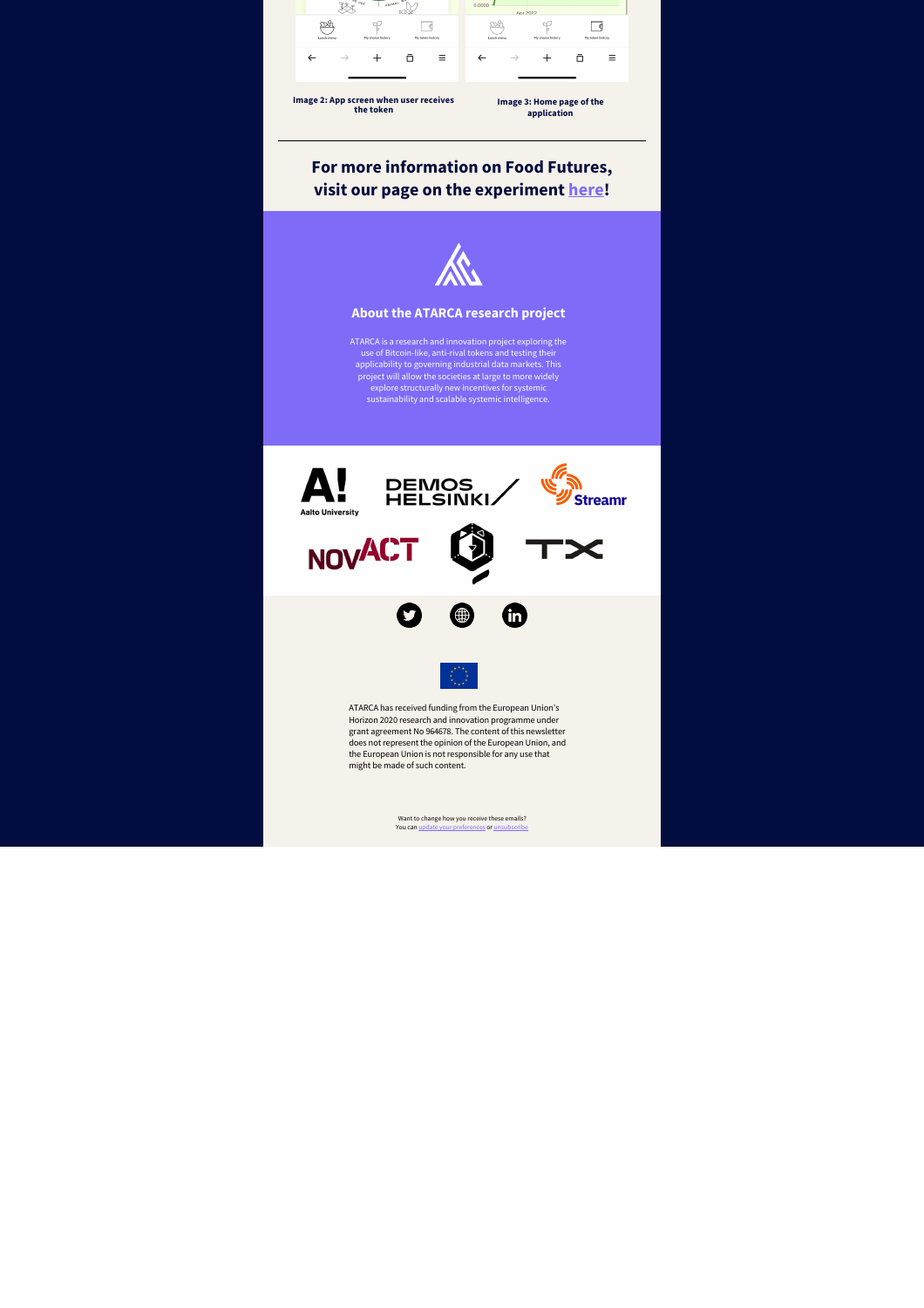**Image 2: App screen when user receives the token**

**Image 3: Home page of the application**

---

## For more information on Food Futures, visit our page on the experiment here!

### About the ATARCA research project

ATARCA is a research and innovation project exploring the use of Bitcoin-like, anti-rival tokens and testing their applicability to governing industrial data markets. This project will allow the societies at large to more widely explore structurally new incentives for systemic sustainability and scalable systemic intelligence.

ATARCA has received funding from the European Union's Horizon 2020 research and innovation programme under grant agreement No 964678. The content of this newsletter does not represent the opinion of the European Union, and the European Union is not responsible for any use that might be made of such content.

Want to change how you receive these emails?
You can update your preferences or unsubscribe